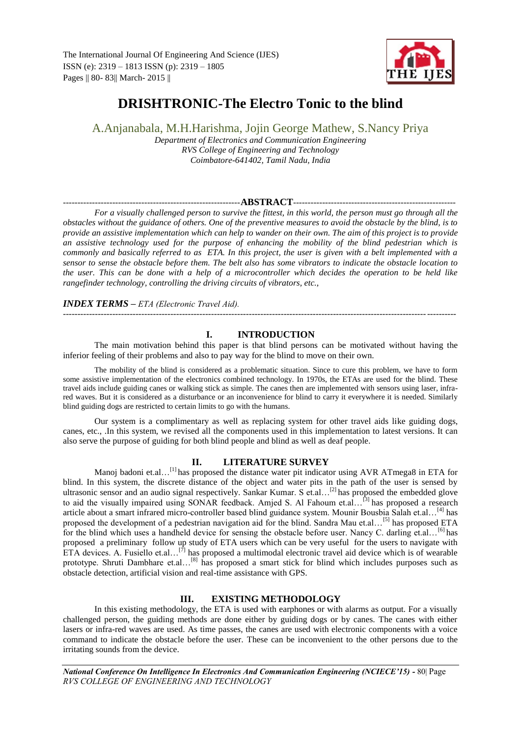# DRISHTRONIC-The Electro Tonic to the blind

A.Anjanabala, M.H.Harishma, Jojin George Mathew, S.Nancy Priya

*Department of Electronics and Communication Engineering*
*RVS College of Engineering and Technology*
*Coimbatore-641402, Tamil Nadu, India*

## ABSTRACT

*For a visually challenged person to survive the fittest, in this world, the person must go through all the obstacles without the guidance of others. One of the preventive measures to avoid the obstacle by the blind, is to provide an assistive implementation which can help to wander on their own. The aim of this project is to provide an assistive technology used for the purpose of enhancing the mobility of the blind pedestrian which is commonly and basically referred to as ETA. In this project, the user is given with a belt implemented with a sensor to sense the obstacle before them. The belt also has some vibrators to indicate the obstacle location to the user. This can be done with a help of a microcontroller which decides the operation to be held like rangefinder technology, controlling the driving circuits of vibrators, etc.,*

***INDEX TERMS*** *– ETA (Electronic Travel Aid).*

## I. INTRODUCTION

The main motivation behind this paper is that blind persons can be motivated without having the inferior feeling of their problems and also to pay way for the blind to move on their own.

The mobility of the blind is considered as a problematic situation. Since to cure this problem, we have to form some assistive implementation of the electronics combined technology. In 1970s, the ETAs are used for the blind. These travel aids include guiding canes or walking stick as simple. The canes then are implemented with sensors using laser, infra-red waves. But it is considered as a disturbance or an inconvenience for blind to carry it everywhere it is needed. Similarly blind guiding dogs are restricted to certain limits to go with the humans.

Our system is a complimentary as well as replacing system for other travel aids like guiding dogs, canes, etc., .In this system, we revised all the components used in this implementation to latest versions. It can also serve the purpose of guiding for both blind people and blind as well as deaf people.

## II. LITERATURE SURVEY

Manoj badoni et.al…[1] has proposed the distance water pit indicator using AVR ATmega8 in ETA for blind. In this system, the discrete distance of the object and water pits in the path of the user is sensed by ultrasonic sensor and an audio signal respectively. Sankar Kumar. S et.al…[2] has proposed the embedded glove to aid the visually impaired using SONAR feedback. Amjed S. Al Fahoum et.al…[3] has proposed a research article about a smart infrared micro-controller based blind guidance system. Mounir Bousbia Salah et.al…[4] has proposed the development of a pedestrian navigation aid for the blind. Sandra Mau et.al…[5] has proposed ETA for the blind which uses a handheld device for sensing the obstacle before user. Nancy C. darling et.al…[6] has proposed a preliminary follow up study of ETA users which can be very useful for the users to navigate with ETA devices. A. Fusiello et.al…[7] has proposed a multimodal electronic travel aid device which is of wearable prototype. Shruti Dambhare et.al…[8] has proposed a smart stick for blind which includes purposes such as obstacle detection, artificial vision and real-time assistance with GPS.

## III. EXISTING METHODOLOGY

In this existing methodology, the ETA is used with earphones or with alarms as output. For a visually challenged person, the guiding methods are done either by guiding dogs or by canes. The canes with either lasers or infra-red waves are used. As time passes, the canes are used with electronic components with a voice command to indicate the obstacle before the user. These can be inconvenient to the other persons due to the irritating sounds from the device.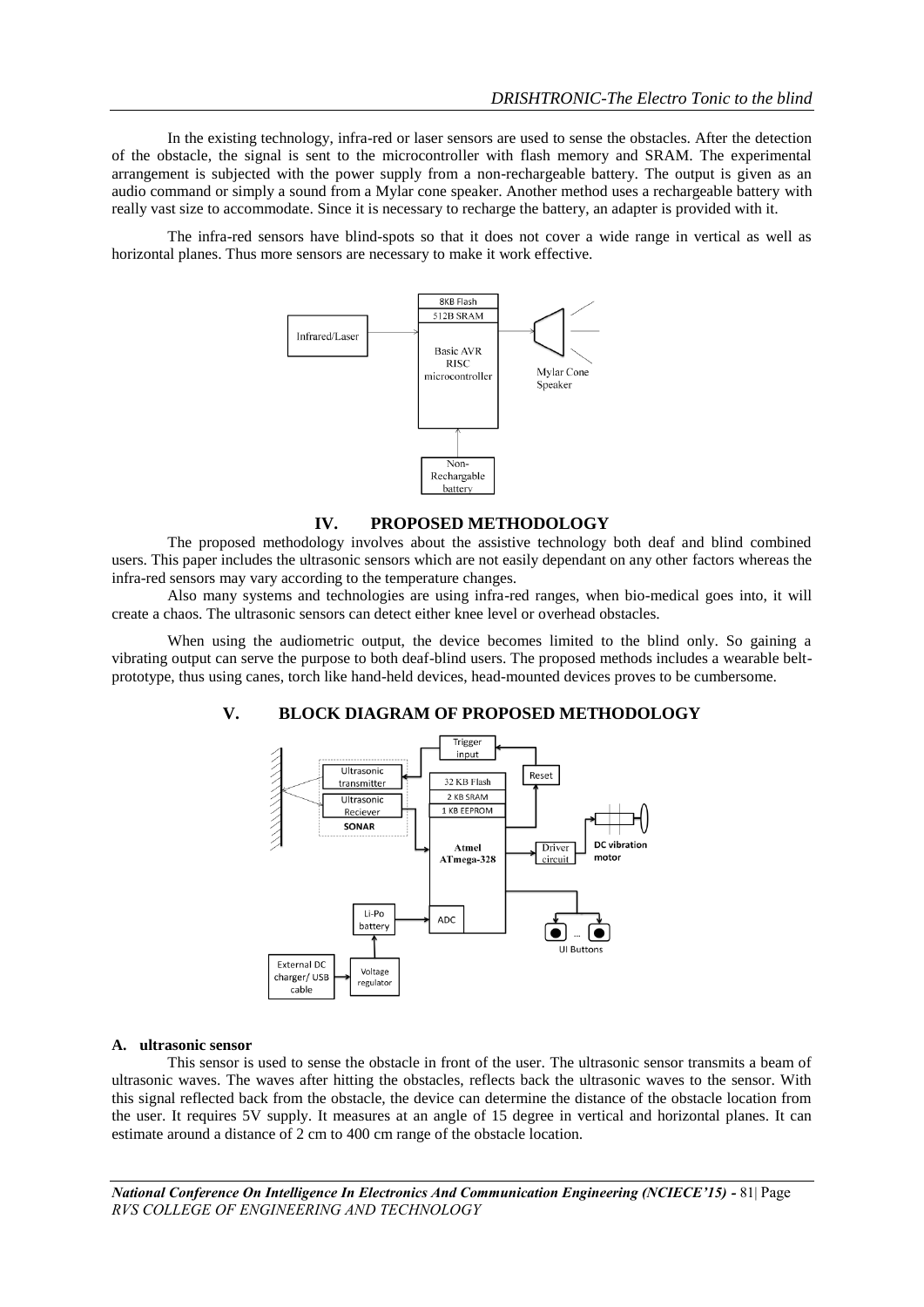In the existing technology, infra-red or laser sensors are used to sense the obstacles. After the detection of the obstacle, the signal is sent to the microcontroller with flash memory and SRAM. The experimental arrangement is subjected with the power supply from a non-rechargeable battery. The output is given as an audio command or simply a sound from a Mylar cone speaker. Another method uses a rechargeable battery with really vast size to accommodate. Since it is necessary to recharge the battery, an adapter is provided with it.

The infra-red sensors have blind-spots so that it does not cover a wide range in vertical as well as horizontal planes. Thus more sensors are necessary to make it work effective.

## IV. PROPOSED METHODOLOGY

The proposed methodology involves about the assistive technology both deaf and blind combined users. This paper includes the ultrasonic sensors which are not easily dependant on any other factors whereas the infra-red sensors may vary according to the temperature changes.

Also many systems and technologies are using infra-red ranges, when bio-medical goes into, it will create a chaos. The ultrasonic sensors can detect either knee level or overhead obstacles.

When using the audiometric output, the device becomes limited to the blind only. So gaining a vibrating output can serve the purpose to both deaf-blind users. The proposed methods includes a wearable belt-prototype, thus using canes, torch like hand-held devices, head-mounted devices proves to be cumbersome.

## V. BLOCK DIAGRAM OF PROPOSED METHODOLOGY

### A. ultrasonic sensor

This sensor is used to sense the obstacle in front of the user. The ultrasonic sensor transmits a beam of ultrasonic waves. The waves after hitting the obstacles, reflects back the ultrasonic waves to the sensor. With this signal reflected back from the obstacle, the device can determine the distance of the obstacle location from the user. It requires 5V supply. It measures at an angle of 15 degree in vertical and horizontal planes. It can estimate around a distance of 2 cm to 400 cm range of the obstacle location.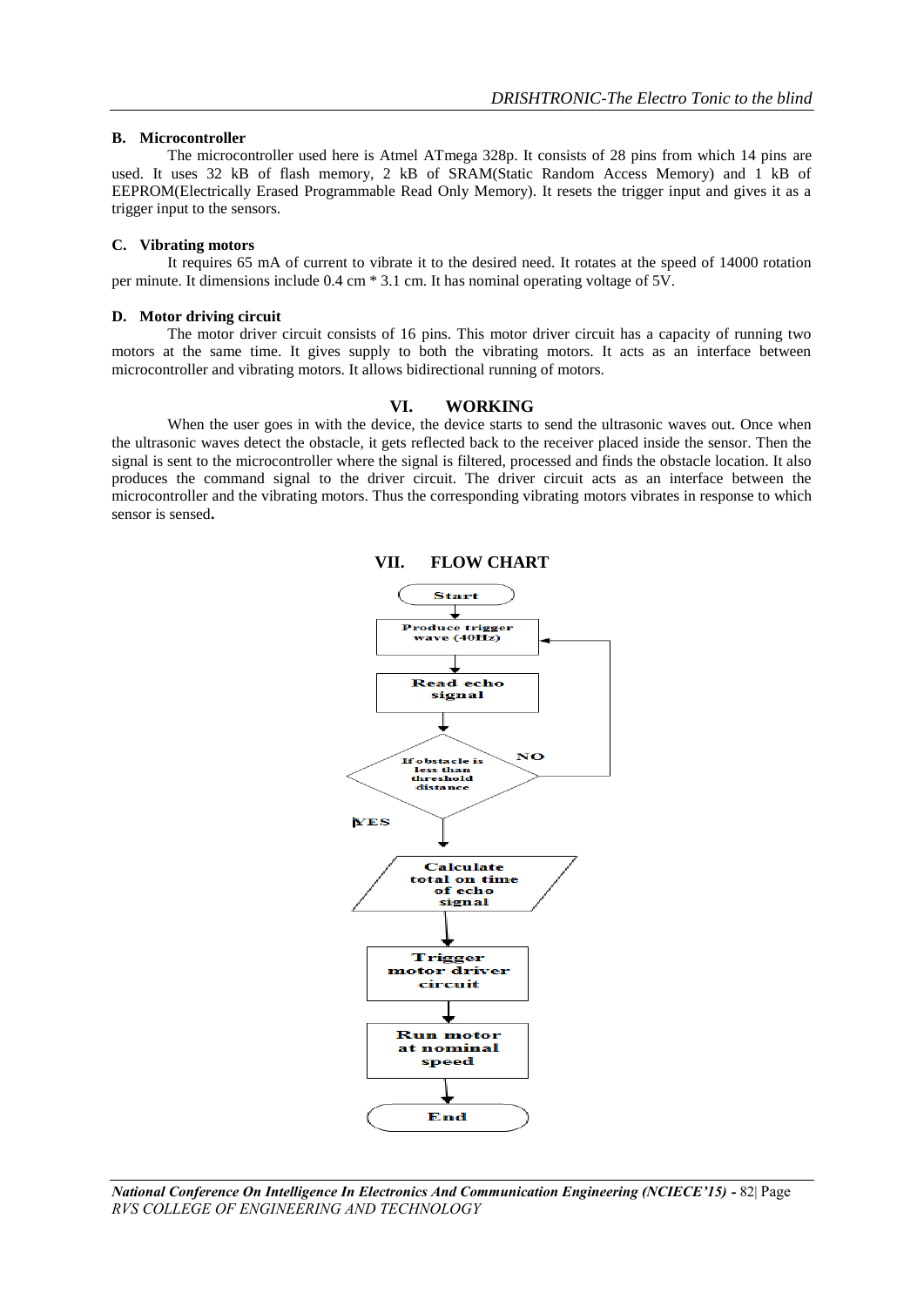### B. Microcontroller

The microcontroller used here is Atmel ATmega 328p. It consists of 28 pins from which 14 pins are used. It uses 32 kB of flash memory, 2 kB of SRAM(Static Random Access Memory) and 1 kB of EEPROM(Electrically Erased Programmable Read Only Memory). It resets the trigger input and gives it as a trigger input to the sensors.

### C. Vibrating motors

It requires 65 mA of current to vibrate it to the desired need. It rotates at the speed of 14000 rotation per minute. It dimensions include 0.4 cm * 3.1 cm. It has nominal operating voltage of 5V.

### D. Motor driving circuit

The motor driver circuit consists of 16 pins. This motor driver circuit has a capacity of running two motors at the same time. It gives supply to both the vibrating motors. It acts as an interface between microcontroller and vibrating motors. It allows bidirectional running of motors.

## VI. WORKING

When the user goes in with the device, the device starts to send the ultrasonic waves out. Once when the ultrasonic waves detect the obstacle, it gets reflected back to the receiver placed inside the sensor. Then the signal is sent to the microcontroller where the signal is filtered, processed and finds the obstacle location. It also produces the command signal to the driver circuit. The driver circuit acts as an interface between the microcontroller and the vibrating motors. Thus the corresponding vibrating motors vibrates in response to which sensor is sensed**.**

## VII. FLOW CHART

Start

Produce trigger wave (40Hz)

Read echo signal

If obstacle is less than threshold distance

NO

YES

Calculate total on time of echo signal

Trigger motor driver circuit

Run motor at nominal speed

End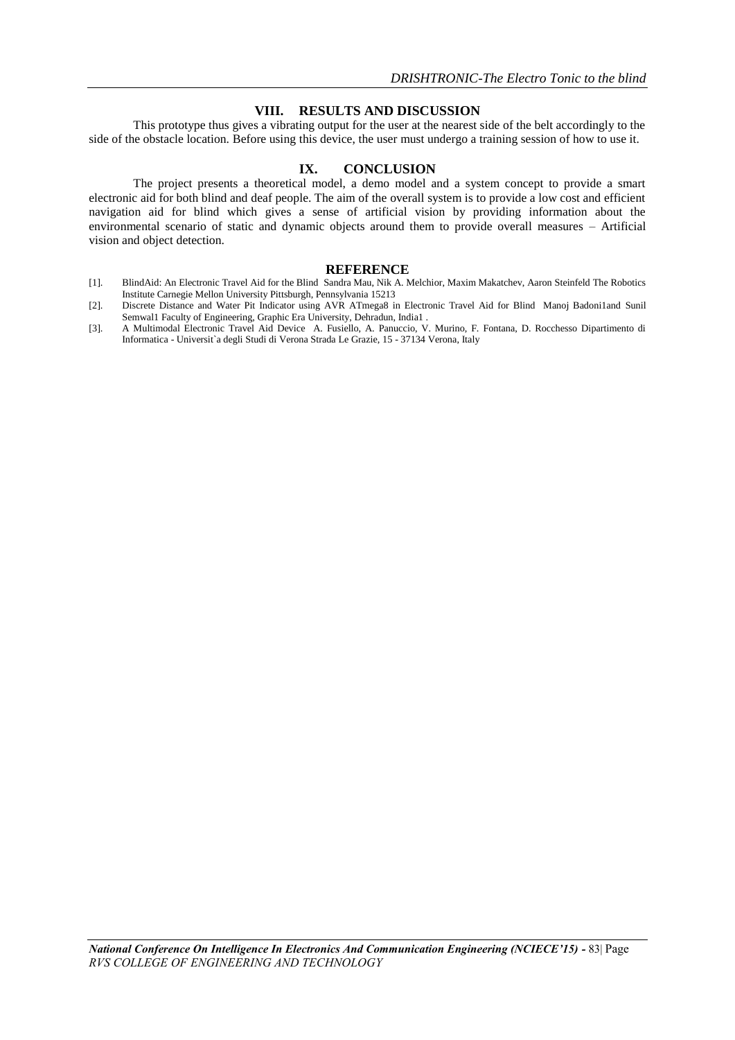## VIII. RESULTS AND DISCUSSION

This prototype thus gives a vibrating output for the user at the nearest side of the belt accordingly to the side of the obstacle location. Before using this device, the user must undergo a training session of how to use it.

## IX. CONCLUSION

The project presents a theoretical model, a demo model and a system concept to provide a smart electronic aid for both blind and deaf people. The aim of the overall system is to provide a low cost and efficient navigation aid for blind which gives a sense of artificial vision by providing information about the environmental scenario of static and dynamic objects around them to provide overall measures – Artificial vision and object detection.

## REFERENCE

[1]. BlindAid: An Electronic Travel Aid for the Blind Sandra Mau, Nik A. Melchior, Maxim Makatchev, Aaron Steinfeld The Robotics Institute Carnegie Mellon University Pittsburgh, Pennsylvania 15213

[2]. Discrete Distance and Water Pit Indicator using AVR ATmega8 in Electronic Travel Aid for Blind Manoj Badoni1and Sunil Semwal1 Faculty of Engineering, Graphic Era University, Dehradun, India1 .

[3]. A Multimodal Electronic Travel Aid Device A. Fusiello, A. Panuccio, V. Murino, F. Fontana, D. Rocchesso Dipartimento di Informatica - Universit`a degli Studi di Verona Strada Le Grazie, 15 - 37134 Verona, Italy